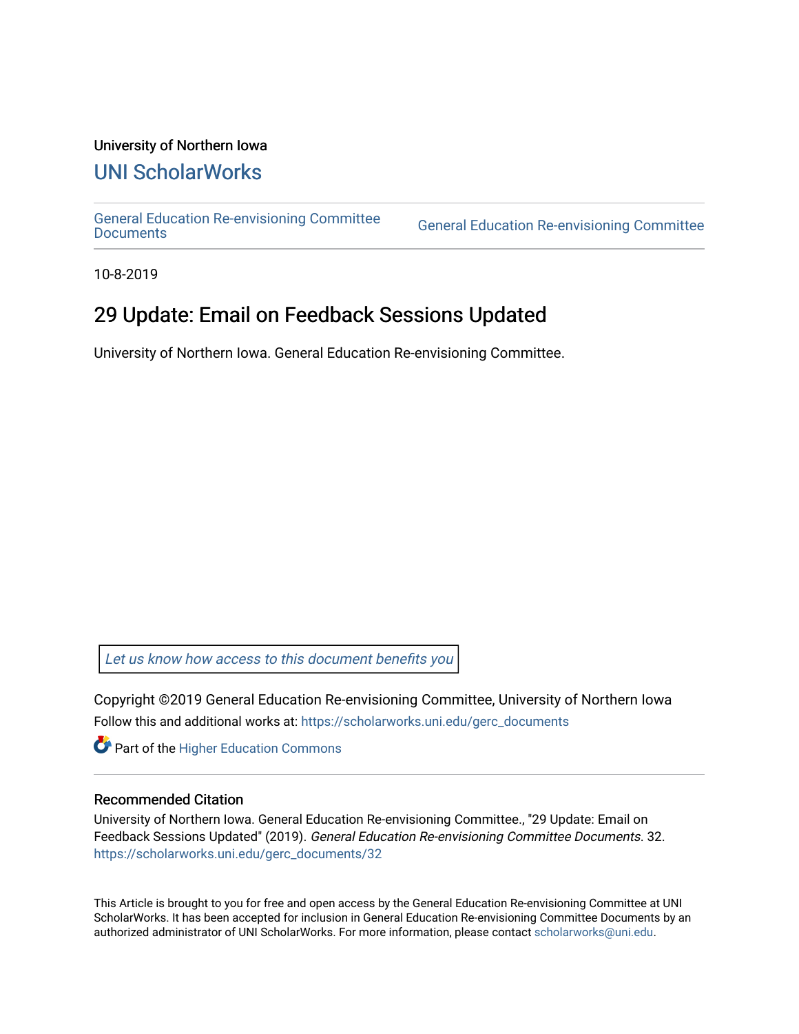University of Northern Iowa

## UNI ScholarWorks

General Education Re-envisioning Committee Documents | General Education Re-envisioning Committee

10-8-2019

# 29 Update: Email on Feedback Sessions Updated

University of Northern Iowa. General Education Re-envisioning Committee.

*Let us know how access to this document benefits you*

Copyright ©2019 General Education Re-envisioning Committee, University of Northern Iowa

Follow this and additional works at: https://scholarworks.uni.edu/gerc_documents

Part of the Higher Education Commons

### Recommended Citation

University of Northern Iowa. General Education Re-envisioning Committee., "29 Update: Email on Feedback Sessions Updated" (2019). *General Education Re-envisioning Committee Documents*. 32.
https://scholarworks.uni.edu/gerc_documents/32

This Article is brought to you for free and open access by the General Education Re-envisioning Committee at UNI ScholarWorks. It has been accepted for inclusion in General Education Re-envisioning Committee Documents by an authorized administrator of UNI ScholarWorks. For more information, please contact scholarworks@uni.edu.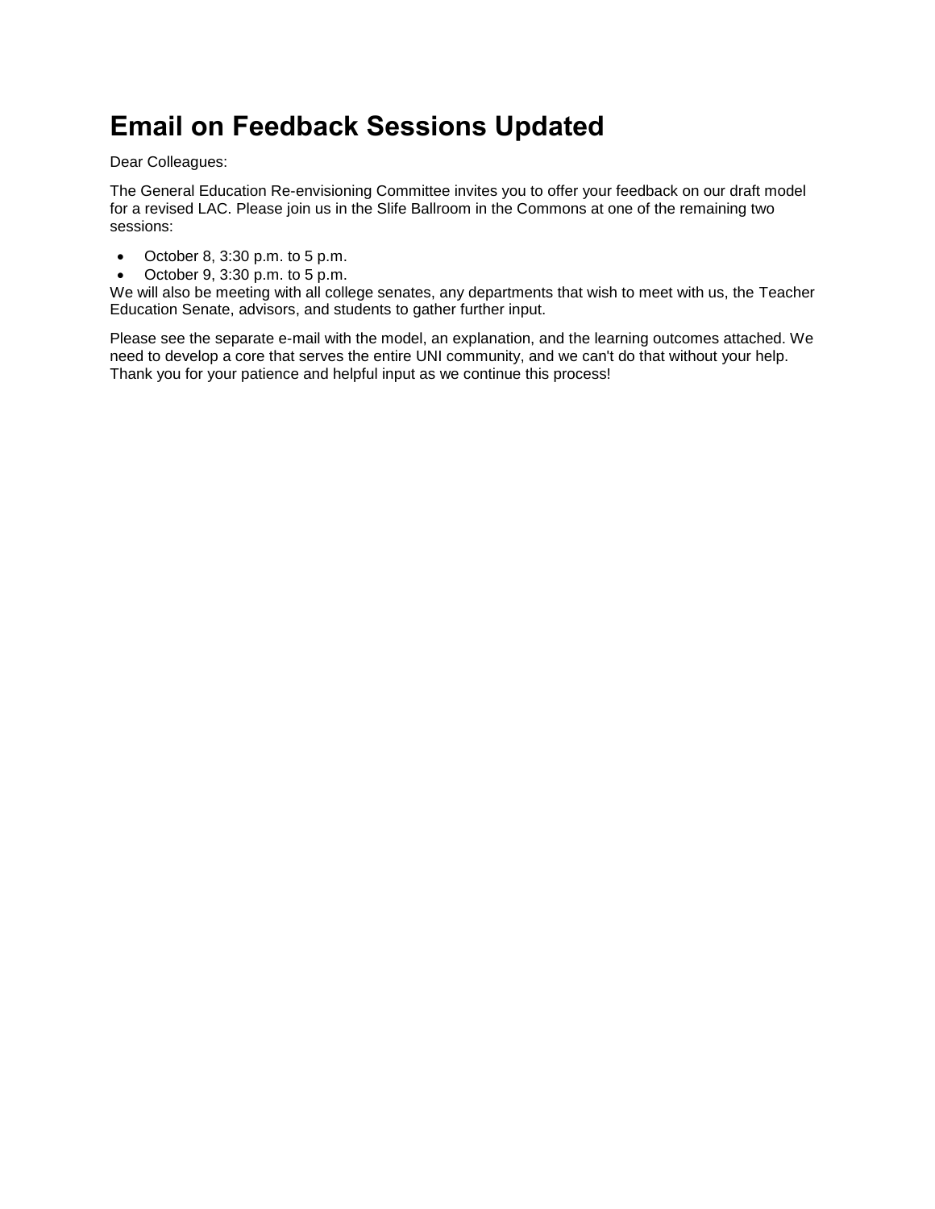# Email on Feedback Sessions Updated

Dear Colleagues:

The General Education Re-envisioning Committee invites you to offer your feedback on our draft model for a revised LAC. Please join us in the Slife Ballroom in the Commons at one of the remaining two sessions:

- October 8, 3:30 p.m. to 5 p.m.
- October 9, 3:30 p.m. to 5 p.m.

We will also be meeting with all college senates, any departments that wish to meet with us, the Teacher Education Senate, advisors, and students to gather further input.

Please see the separate e-mail with the model, an explanation, and the learning outcomes attached. We need to develop a core that serves the entire UNI community, and we can't do that without your help. Thank you for your patience and helpful input as we continue this process!